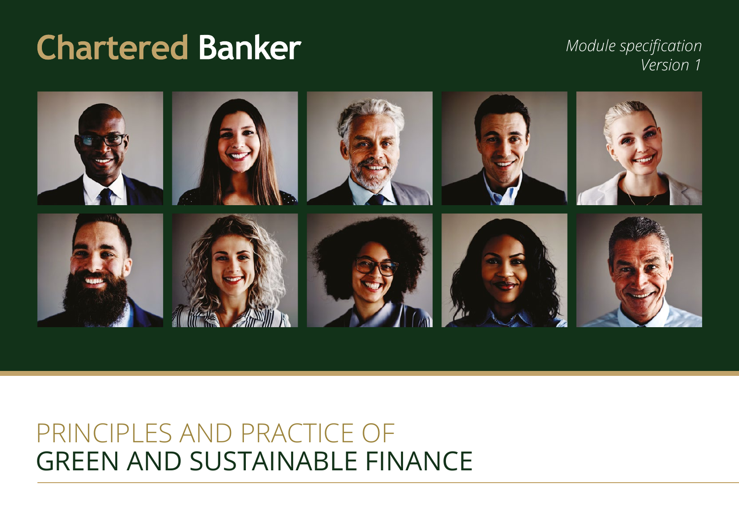# Chartered Banker

*Module specification*
*Version 1*

# PRINCIPLES AND PRACTICE OF GREEN AND SUSTAINABLE FINANCE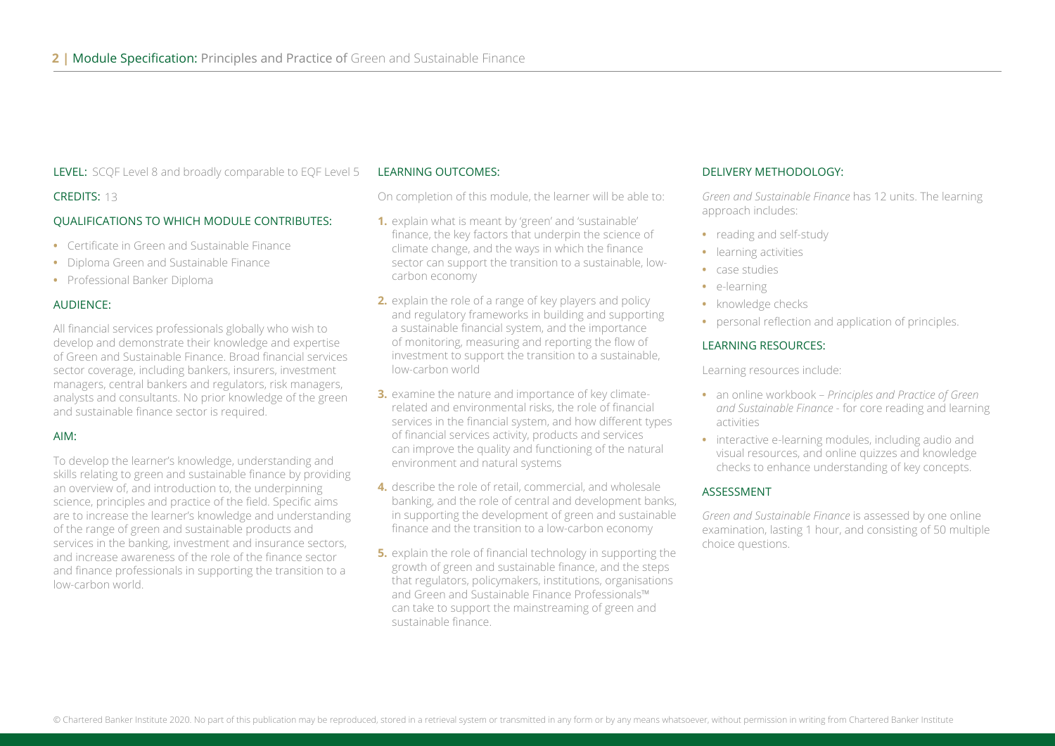**LEVEL:** SCQF Level 8 and broadly comparable to EQF Level 5

**CREDITS:** 13

## QUALIFICATIONS TO WHICH MODULE CONTRIBUTES:

- Certificate in Green and Sustainable Finance
- Diploma Green and Sustainable Finance
- Professional Banker Diploma

## AUDIENCE:

All financial services professionals globally who wish to develop and demonstrate their knowledge and expertise of Green and Sustainable Finance. Broad financial services sector coverage, including bankers, insurers, investment managers, central bankers and regulators, risk managers, analysts and consultants. No prior knowledge of the green and sustainable finance sector is required.

## AIM:

To develop the learner's knowledge, understanding and skills relating to green and sustainable finance by providing an overview of, and introduction to, the underpinning science, principles and practice of the field. Specific aims are to increase the learner's knowledge and understanding of the range of green and sustainable products and services in the banking, investment and insurance sectors, and increase awareness of the role of the finance sector and finance professionals in supporting the transition to a low-carbon world.

## LEARNING OUTCOMES:

On completion of this module, the learner will be able to:

1. explain what is meant by 'green' and 'sustainable' finance, the key factors that underpin the science of climate change, and the ways in which the finance sector can support the transition to a sustainable, low-carbon economy
2. explain the role of a range of key players and policy and regulatory frameworks in building and supporting a sustainable financial system, and the importance of monitoring, measuring and reporting the flow of investment to support the transition to a sustainable, low-carbon world
3. examine the nature and importance of key climate-related and environmental risks, the role of financial services in the financial system, and how different types of financial services activity, products and services can improve the quality and functioning of the natural environment and natural systems
4. describe the role of retail, commercial, and wholesale banking, and the role of central and development banks, in supporting the development of green and sustainable finance and the transition to a low-carbon economy
5. explain the role of financial technology in supporting the growth of green and sustainable finance, and the steps that regulators, policymakers, institutions, organisations and Green and Sustainable Finance Professionals™ can take to support the mainstreaming of green and sustainable finance.

## DELIVERY METHODOLOGY:

*Green and Sustainable Finance* has 12 units. The learning approach includes:

- reading and self-study
- learning activities
- case studies
- e-learning
- knowledge checks
- personal reflection and application of principles.

## LEARNING RESOURCES:

Learning resources include:

- an online workbook – *Principles and Practice of Green and Sustainable Finance* - for core reading and learning activities
- interactive e-learning modules, including audio and visual resources, and online quizzes and knowledge checks to enhance understanding of key concepts.

## ASSESSMENT

*Green and Sustainable Finance* is assessed by one online examination, lasting 1 hour, and consisting of 50 multiple choice questions.

© Chartered Banker Institute 2020. No part of this publication may be reproduced, stored in a retrieval system or transmitted in any form or by any means whatsoever, without permission in writing from Chartered Banker Institute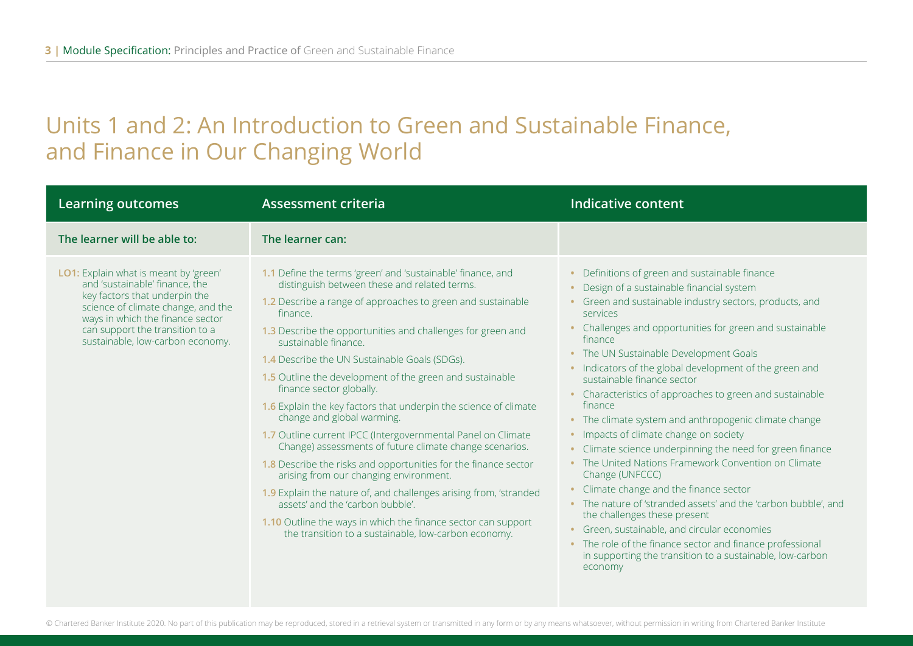# Units 1 and 2: An Introduction to Green and Sustainable Finance, and Finance in Our Changing World

| Learning outcomes | Assessment criteria | Indicative content |
|---|---|---|
| **The learner will be able to:** | **The learner can:** | |
| **LO1:** Explain what is meant by 'green' and 'sustainable' finance, the key factors that underpin the science of climate change, and the ways in which the finance sector can support the transition to a sustainable, low-carbon economy. | 1.1 Define the terms 'green' and 'sustainable' finance, and distinguish between these and related terms.<br>1.2 Describe a range of approaches to green and sustainable finance.<br>1.3 Describe the opportunities and challenges for green and sustainable finance.<br>1.4 Describe the UN Sustainable Goals (SDGs).<br>1.5 Outline the development of the green and sustainable finance sector globally.<br>1.6 Explain the key factors that underpin the science of climate change and global warming.<br>1.7 Outline current IPCC (Intergovernmental Panel on Climate Change) assessments of future climate change scenarios.<br>1.8 Describe the risks and opportunities for the finance sector arising from our changing environment.<br>1.9 Explain the nature of, and challenges arising from, 'stranded assets' and the 'carbon bubble'.<br>1.10 Outline the ways in which the finance sector can support the transition to a sustainable, low-carbon economy. | • Definitions of green and sustainable finance<br>• Design of a sustainable financial system<br>• Green and sustainable industry sectors, products, and services<br>• Challenges and opportunities for green and sustainable finance<br>• The UN Sustainable Development Goals<br>• Indicators of the global development of the green and sustainable finance sector<br>• Characteristics of approaches to green and sustainable finance<br>• The climate system and anthropogenic climate change<br>• Impacts of climate change on society<br>• Climate science underpinning the need for green finance<br>• The United Nations Framework Convention on Climate Change (UNFCCC)<br>• Climate change and the finance sector<br>• The nature of 'stranded assets' and the 'carbon bubble', and the challenges these present<br>• Green, sustainable, and circular economies<br>• The role of the finance sector and finance professional in supporting the transition to a sustainable, low-carbon economy |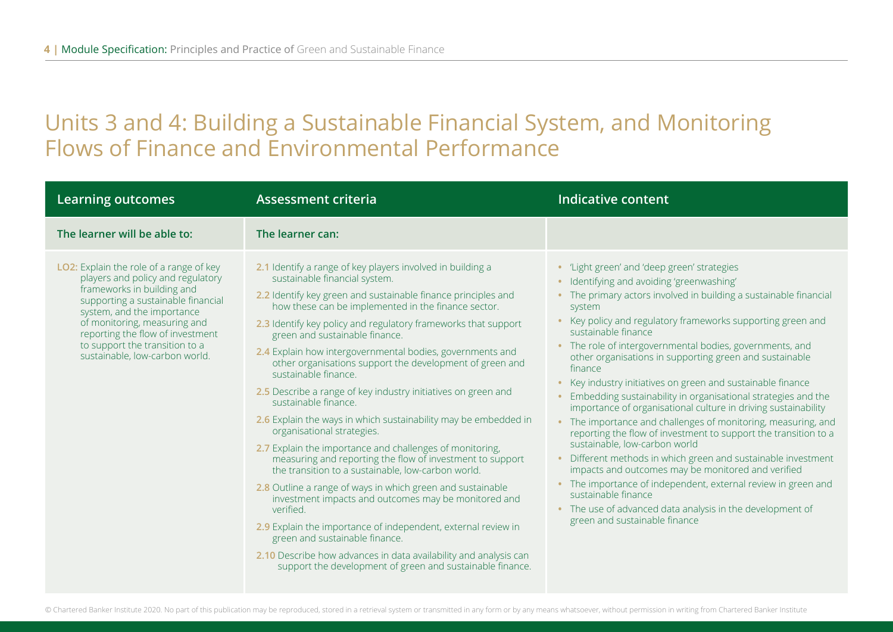# Units 3 and 4: Building a Sustainable Financial System, and Monitoring Flows of Finance and Environmental Performance

| Learning outcomes | Assessment criteria | Indicative content |
|---|---|---|
| **The learner will be able to:** | **The learner can:** | |
| **LO2:** Explain the role of a range of key players and policy and regulatory frameworks in building and supporting a sustainable financial system, and the importance of monitoring, measuring and reporting the flow of investment to support the transition to a sustainable, low-carbon world. | **2.1** Identify a range of key players involved in building a sustainable financial system.<br>**2.2** Identify key green and sustainable finance principles and how these can be implemented in the finance sector.<br>**2.3** Identify key policy and regulatory frameworks that support green and sustainable finance.<br>**2.4** Explain how intergovernmental bodies, governments and other organisations support the development of green and sustainable finance.<br>**2.5** Describe a range of key industry initiatives on green and sustainable finance.<br>**2.6** Explain the ways in which sustainability may be embedded in organisational strategies.<br>**2.7** Explain the importance and challenges of monitoring, measuring and reporting the flow of investment to support the transition to a sustainable, low-carbon world.<br>**2.8** Outline a range of ways in which green and sustainable investment impacts and outcomes may be monitored and verified.<br>**2.9** Explain the importance of independent, external review in green and sustainable finance.<br>**2.10** Describe how advances in data availability and analysis can support the development of green and sustainable finance. | • 'Light green' and 'deep green' strategies<br>• Identifying and avoiding 'greenwashing'<br>• The primary actors involved in building a sustainable financial system<br>• Key policy and regulatory frameworks supporting green and sustainable finance<br>• The role of intergovernmental bodies, governments, and other organisations in supporting green and sustainable finance<br>• Key industry initiatives on green and sustainable finance<br>• Embedding sustainability in organisational strategies and the importance of organisational culture in driving sustainability<br>• The importance and challenges of monitoring, measuring, and reporting the flow of investment to support the transition to a sustainable, low-carbon world<br>• Different methods in which green and sustainable investment impacts and outcomes may be monitored and verified<br>• The importance of independent, external review in green and sustainable finance<br>• The use of advanced data analysis in the development of green and sustainable finance |

© Chartered Banker Institute 2020. No part of this publication may be reproduced, stored in a retrieval system or transmitted in any form or by any means whatsoever, without permission in writing from Chartered Banker Institute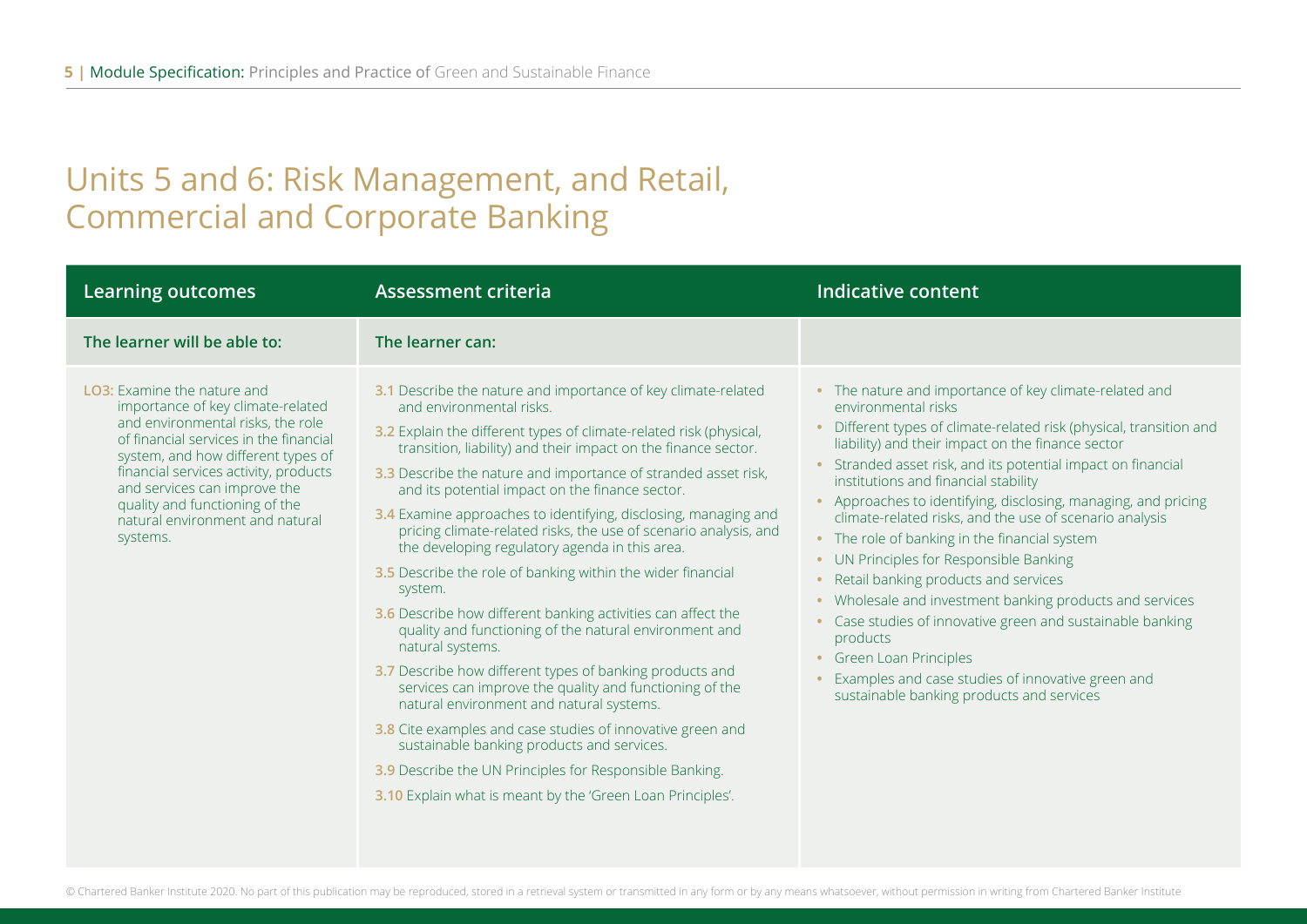# Units 5 and 6: Risk Management, and Retail, Commercial and Corporate Banking

| Learning outcomes | Assessment criteria | Indicative content |
|---|---|---|
| **The learner will be able to:** | **The learner can:** | |
| **LO3:** Examine the nature and importance of key climate-related and environmental risks, the role of financial services in the financial system, and how different types of financial services activity, products and services can improve the quality and functioning of the natural environment and natural systems. | **3.1** Describe the nature and importance of key climate-related and environmental risks.<br>**3.2** Explain the different types of climate-related risk (physical, transition, liability) and their impact on the finance sector.<br>**3.3** Describe the nature and importance of stranded asset risk, and its potential impact on the finance sector.<br>**3.4** Examine approaches to identifying, disclosing, managing and pricing climate-related risks, the use of scenario analysis, and the developing regulatory agenda in this area.<br>**3.5** Describe the role of banking within the wider financial system.<br>**3.6** Describe how different banking activities can affect the quality and functioning of the natural environment and natural systems.<br>**3.7** Describe how different types of banking products and services can improve the quality and functioning of the natural environment and natural systems.<br>**3.8** Cite examples and case studies of innovative green and sustainable banking products and services.<br>**3.9** Describe the UN Principles for Responsible Banking.<br>**3.10** Explain what is meant by the 'Green Loan Principles'. | • The nature and importance of key climate-related and environmental risks<br>• Different types of climate-related risk (physical, transition and liability) and their impact on the finance sector<br>• Stranded asset risk, and its potential impact on financial institutions and financial stability<br>• Approaches to identifying, disclosing, managing, and pricing climate-related risks, and the use of scenario analysis<br>• The role of banking in the financial system<br>• UN Principles for Responsible Banking<br>• Retail banking products and services<br>• Wholesale and investment banking products and services<br>• Case studies of innovative green and sustainable banking products<br>• Green Loan Principles<br>• Examples and case studies of innovative green and sustainable banking products and services |

© Chartered Banker Institute 2020. No part of this publication may be reproduced, stored in a retrieval system or transmitted in any form or by any means whatsoever, without permission in writing from Chartered Banker Institute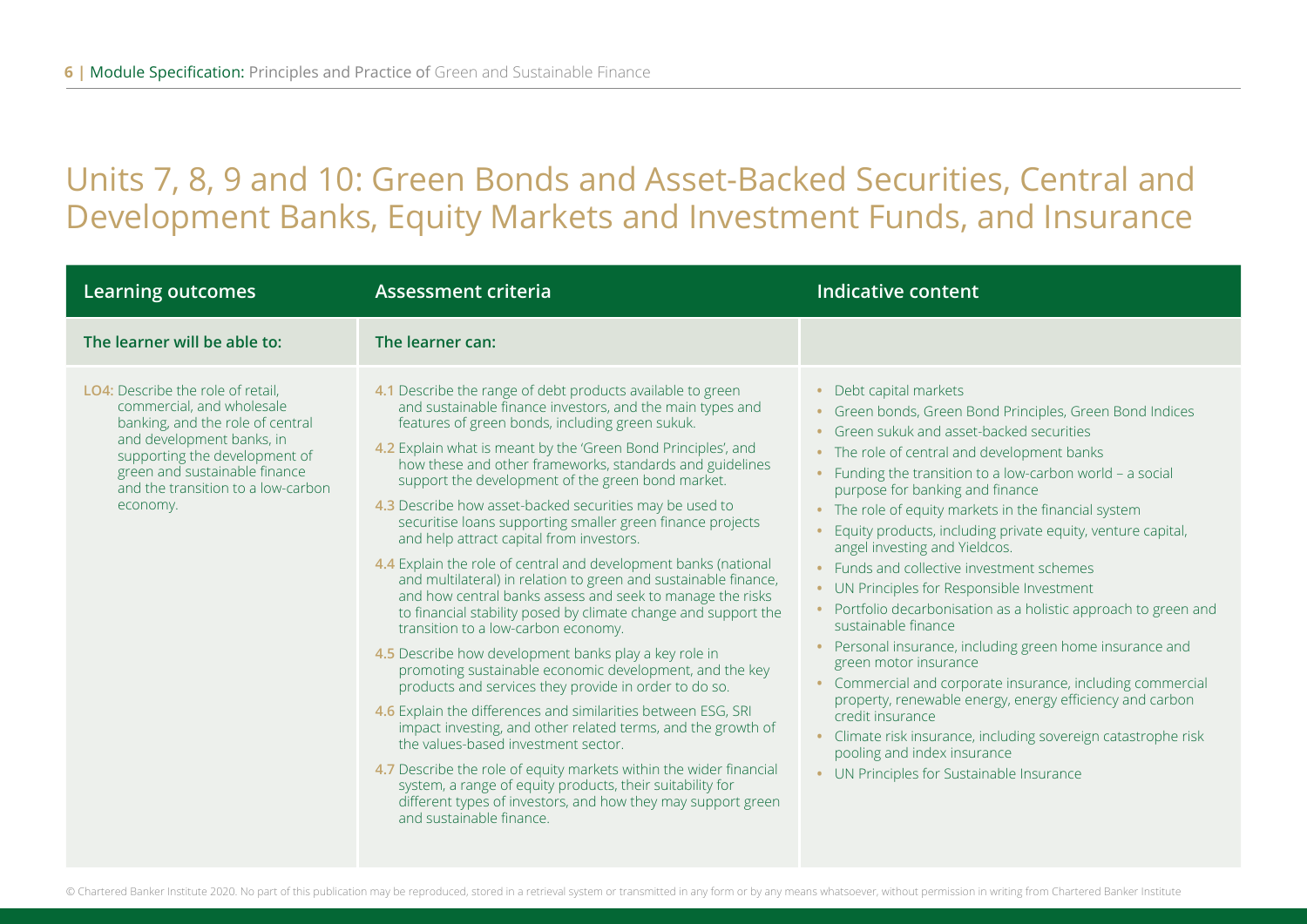# Units 7, 8, 9 and 10: Green Bonds and Asset-Backed Securities, Central and Development Banks, Equity Markets and Investment Funds, and Insurance

| Learning outcomes | Assessment criteria | Indicative content |
|---|---|---|
| **The learner will be able to:** | **The learner can:** | |
| **LO4:** Describe the role of retail, commercial, and wholesale banking, and the role of central and development banks, in supporting the development of green and sustainable finance and the transition to a low-carbon economy. | **4.1** Describe the range of debt products available to green and sustainable finance investors, and the main types and features of green bonds, including green sukuk.<br><br>**4.2** Explain what is meant by the 'Green Bond Principles', and how these and other frameworks, standards and guidelines support the development of the green bond market.<br><br>**4.3** Describe how asset-backed securities may be used to securitise loans supporting smaller green finance projects and help attract capital from investors.<br><br>**4.4** Explain the role of central and development banks (national and multilateral) in relation to green and sustainable finance, and how central banks assess and seek to manage the risks to financial stability posed by climate change and support the transition to a low-carbon economy.<br><br>**4.5** Describe how development banks play a key role in promoting sustainable economic development, and the key products and services they provide in order to do so.<br><br>**4.6** Explain the differences and similarities between ESG, SRI impact investing, and other related terms, and the growth of the values-based investment sector.<br><br>**4.7** Describe the role of equity markets within the wider financial system, a range of equity products, their suitability for different types of investors, and how they may support green and sustainable finance. | • Debt capital markets<br>• Green bonds, Green Bond Principles, Green Bond Indices<br>• Green sukuk and asset-backed securities<br>• The role of central and development banks<br>• Funding the transition to a low-carbon world – a social purpose for banking and finance<br>• The role of equity markets in the financial system<br>• Equity products, including private equity, venture capital, angel investing and Yieldcos.<br>• Funds and collective investment schemes<br>• UN Principles for Responsible Investment<br>• Portfolio decarbonisation as a holistic approach to green and sustainable finance<br>• Personal insurance, including green home insurance and green motor insurance<br>• Commercial and corporate insurance, including commercial property, renewable energy, energy efficiency and carbon credit insurance<br>• Climate risk insurance, including sovereign catastrophe risk pooling and index insurance<br>• UN Principles for Sustainable Insurance |

© Chartered Banker Institute 2020. No part of this publication may be reproduced, stored in a retrieval system or transmitted in any form or by any means whatsoever, without permission in writing from Chartered Banker Institute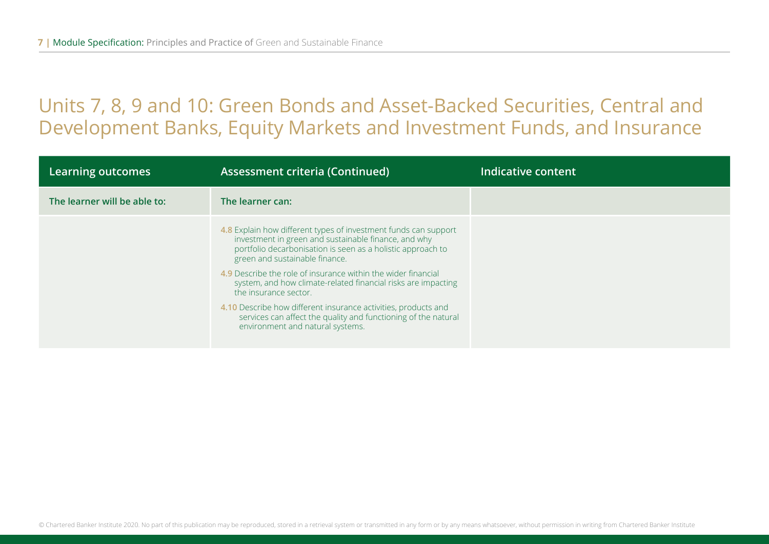## Units 7, 8, 9 and 10: Green Bonds and Asset-Backed Securities, Central and Development Banks, Equity Markets and Investment Funds, and Insurance

| Learning outcomes | Assessment criteria (Continued) | Indicative content |
|---|---|---|
| **The learner will be able to:** | **The learner can:** | |
| | 4.8 Explain how different types of investment funds can support investment in green and sustainable finance, and why portfolio decarbonisation is seen as a holistic approach to green and sustainable finance.<br><br>4.9 Describe the role of insurance within the wider financial system, and how climate-related financial risks are impacting the insurance sector.<br><br>4.10 Describe how different insurance activities, products and services can affect the quality and functioning of the natural environment and natural systems. | |

© Chartered Banker Institute 2020. No part of this publication may be reproduced, stored in a retrieval system or transmitted in any form or by any means whatsoever, without permission in writing from Chartered Banker Institute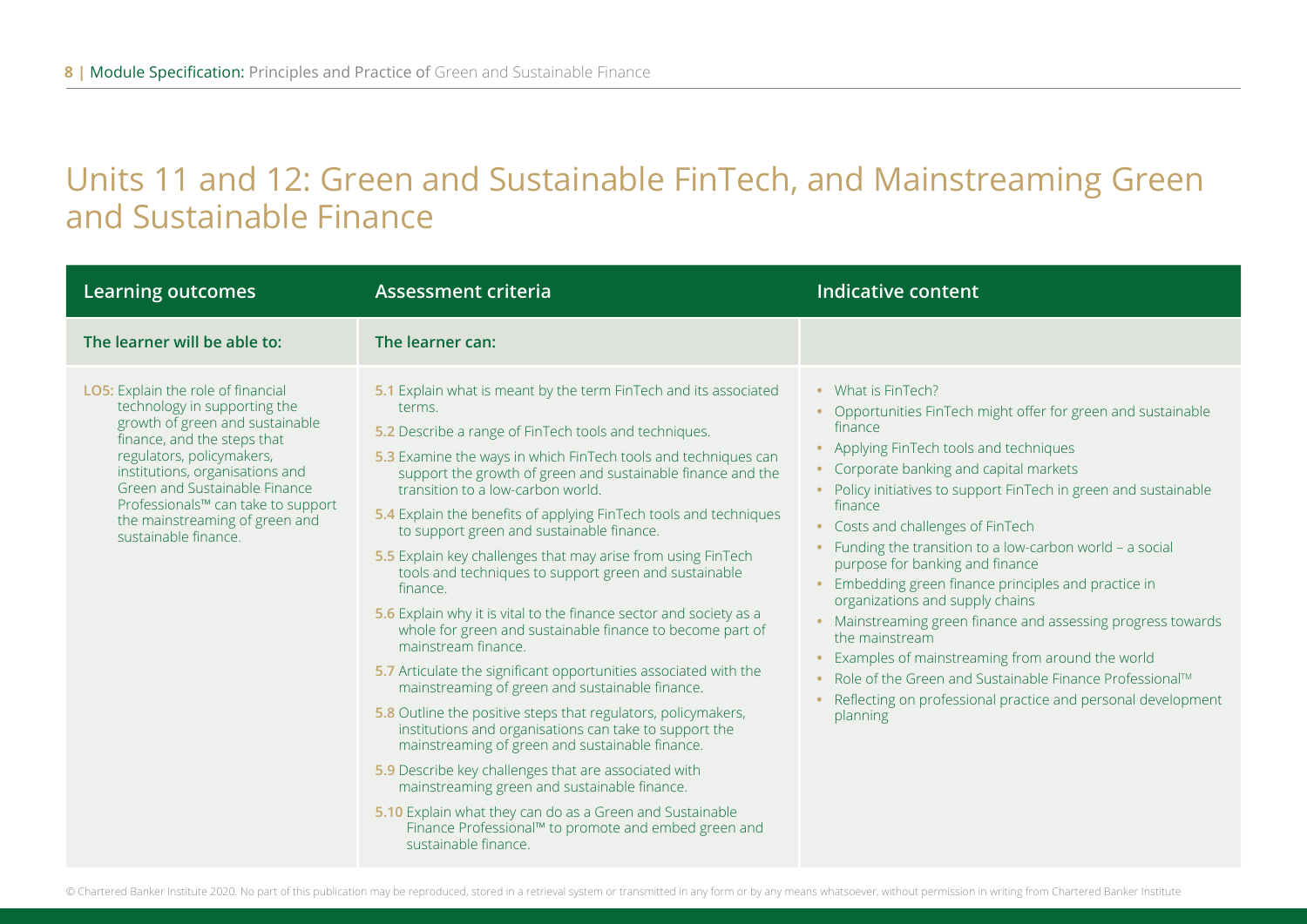# Units 11 and 12: Green and Sustainable FinTech, and Mainstreaming Green and Sustainable Finance

| Learning outcomes | Assessment criteria | Indicative content |
|---|---|---|
| **The learner will be able to:** | **The learner can:** | |
| **LO5:** Explain the role of financial technology in supporting the growth of green and sustainable finance, and the steps that regulators, policymakers, institutions, organisations and Green and Sustainable Finance Professionals™ can take to support the mainstreaming of green and sustainable finance. | **5.1** Explain what is meant by the term FinTech and its associated terms.<br>**5.2** Describe a range of FinTech tools and techniques.<br>**5.3** Examine the ways in which FinTech tools and techniques can support the growth of green and sustainable finance and the transition to a low-carbon world.<br>**5.4** Explain the benefits of applying FinTech tools and techniques to support green and sustainable finance.<br>**5.5** Explain key challenges that may arise from using FinTech tools and techniques to support green and sustainable finance.<br>**5.6** Explain why it is vital to the finance sector and society as a whole for green and sustainable finance to become part of mainstream finance.<br>**5.7** Articulate the significant opportunities associated with the mainstreaming of green and sustainable finance.<br>**5.8** Outline the positive steps that regulators, policymakers, institutions and organisations can take to support the mainstreaming of green and sustainable finance.<br>**5.9** Describe key challenges that are associated with mainstreaming green and sustainable finance.<br>**5.10** Explain what they can do as a Green and Sustainable Finance Professional™ to promote and embed green and sustainable finance. | • What is FinTech?<br>• Opportunities FinTech might offer for green and sustainable finance<br>• Applying FinTech tools and techniques<br>• Corporate banking and capital markets<br>• Policy initiatives to support FinTech in green and sustainable finance<br>• Costs and challenges of FinTech<br>• Funding the transition to a low-carbon world – a social purpose for banking and finance<br>• Embedding green finance principles and practice in organizations and supply chains<br>• Mainstreaming green finance and assessing progress towards the mainstream<br>• Examples of mainstreaming from around the world<br>• Role of the Green and Sustainable Finance Professional™<br>• Reflecting on professional practice and personal development planning |

© Chartered Banker Institute 2020. No part of this publication may be reproduced, stored in a retrieval system or transmitted in any form or by any means whatsoever, without permission in writing from Chartered Banker Institute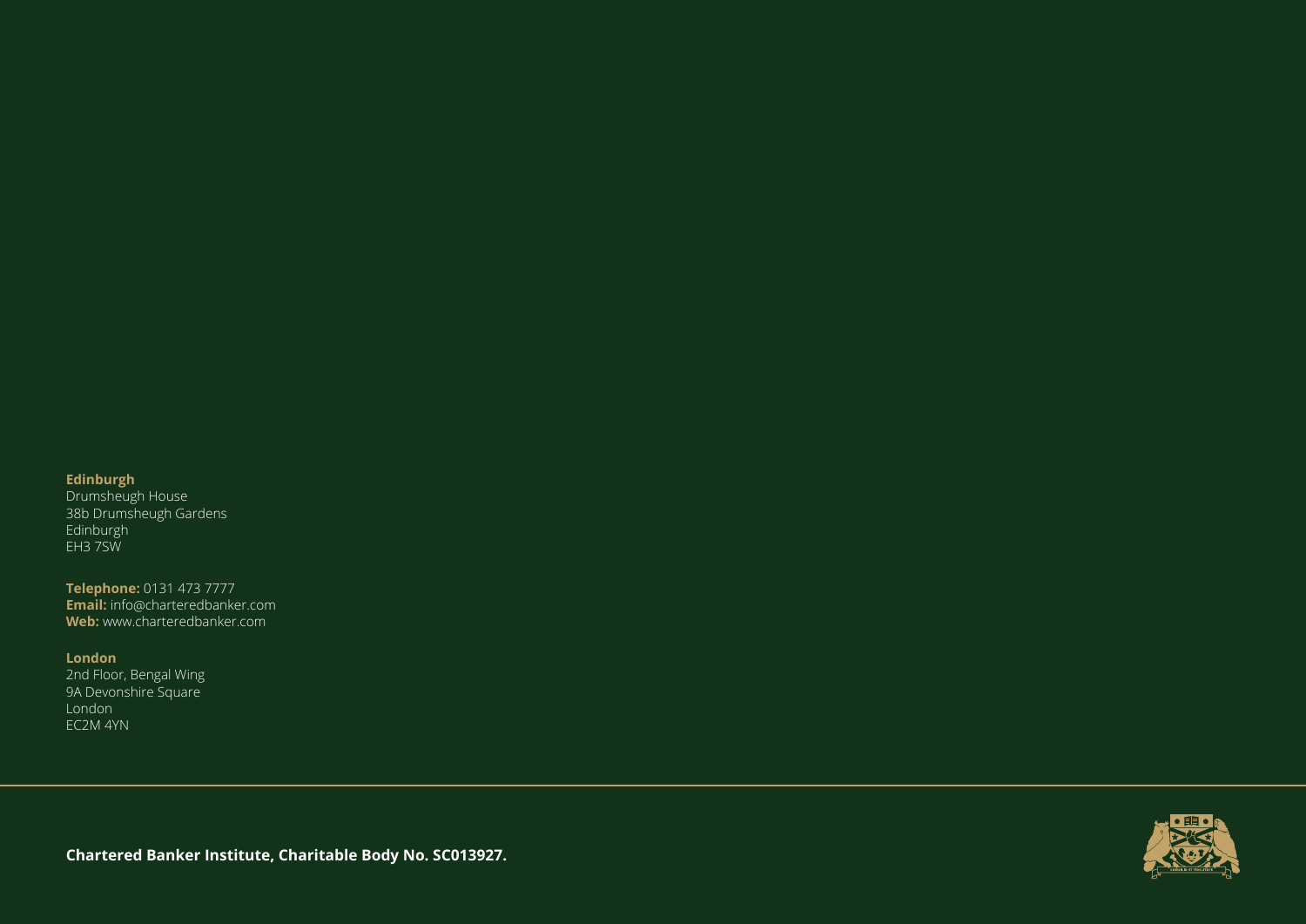**Edinburgh**
Drumsheugh House
38b Drumsheugh Gardens
Edinburgh
EH3 7SW

**Telephone:** 0131 473 7777
**Email:** info@charteredbanker.com
**Web:** www.charteredbanker.com

**London**
2nd Floor, Bengal Wing
9A Devonshire Square
London
EC2M 4YN

**Chartered Banker Institute, Charitable Body No. SC013927.**